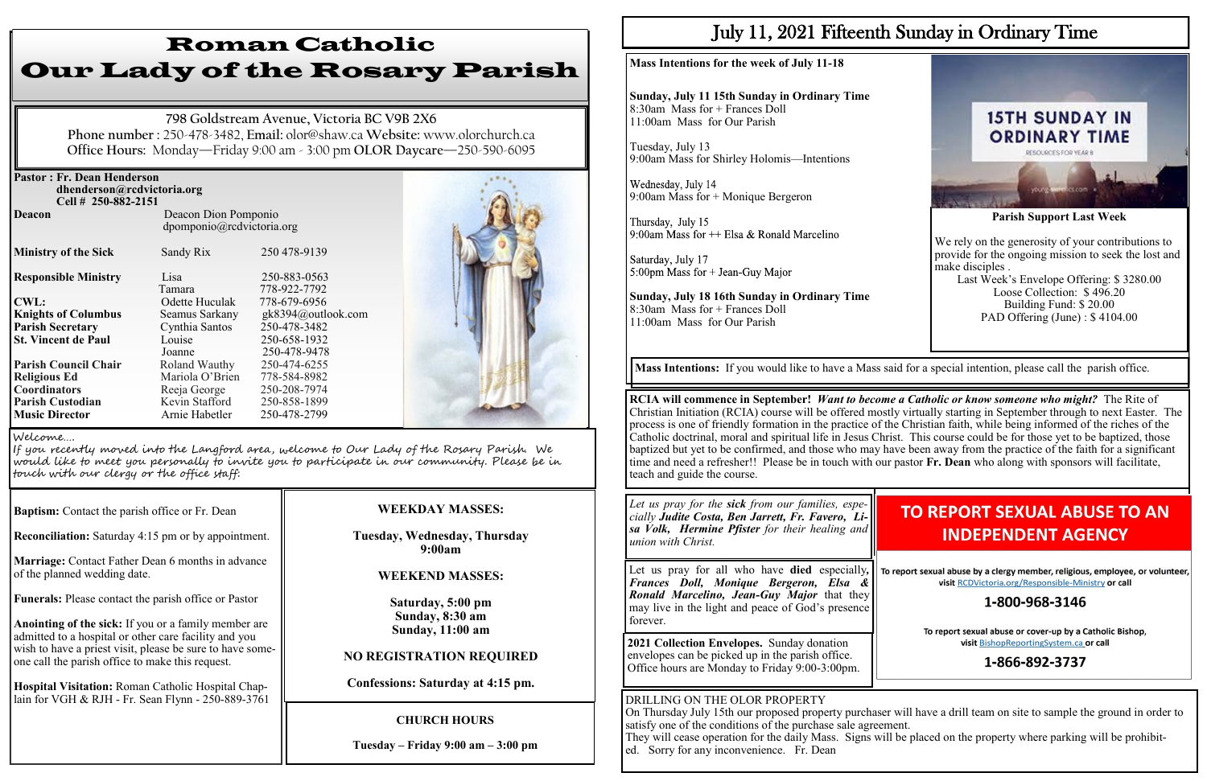# Roman Catholic Our Lady of the Rosary Parish

798 Goldstream Avenue, Victoria BC V9B 2X6
**Phone number** : 250-478-3482, **Email:** olor@shaw.ca **Website:** www.olorchurch.ca
**Office Hours:** Monday—Friday 9:00 am - 3:00 pm **OLOR Daycare**—250-590-6095

**Pastor : Fr. Dean Henderson**
**dhenderson@rcdvictoria.org**
**Cell # 250-882-2151**

| | | |
|---|---|---|
| **Deacon** | Deacon Dion Pomponio dpomponio@rcdvictoria.org | |
| **Ministry of the Sick** | Sandy Rix | 250 478-9139 |
| **Responsible Ministry** | Lisa | 250-883-0563 |
| | Tamara | 778-922-7792 |
| **CWL:** | Odette Huculak | 778-679-6956 |
| **Knights of Columbus** | Seamus Sarkany | gk8394@outlook.com |
| **Parish Secretary** | Cynthia Santos | 250-478-3482 |
| **St. Vincent de Paul** | Louise | 250-658-1932 |
| | Joanne | 250-478-9478 |
| **Parish Council Chair** | Roland Wauthy | 250-474-6255 |
| **Religious Ed Coordinators** | Mariola O'Brien | 778-584-8982 |
| | Reeja George | 250-208-7974 |
| **Parish Custodian** | Kevin Stafford | 250-858-1899 |
| **Music Director** | Arnie Habetler | 250-478-2799 |

Welcome....
If you recently moved into the Langford area, welcome to Our Lady of the Rosary Parish. We would like to meet you personally to invite you to participate in our community. Please be in touch with our clergy or the office staff.

**Baptism:** Contact the parish office or Fr. Dean

**Reconciliation:** Saturday 4:15 pm or by appointment.

**Marriage:** Contact Father Dean 6 months in advance of the planned wedding date.

**Funerals:** Please contact the parish office or Pastor

**Anointing of the sick:** If you or a family member are admitted to a hospital or other care facility and you wish to have a priest visit, please be sure to have someone call the parish office to make this request.

**Hospital Visitation:** Roman Catholic Hospital Chaplain for VGH & RJH - Fr. Sean Flynn - 250-889-3761

**WEEKDAY MASSES:**

**Tuesday, Wednesday, Thursday 9:00am**

**WEEKEND MASSES:**

**Saturday, 5:00 pm**
**Sunday, 8:30 am**
**Sunday, 11:00 am**

**NO REGISTRATION REQUIRED**

**Confessions: Saturday at 4:15 pm.**

**CHURCH HOURS**

**Tuesday – Friday 9:00 am – 3:00 pm**

# July 11, 2021 Fifteenth Sunday in Ordinary Time

**Mass Intentions for the week of July 11-18**

**Sunday, July 11 15th Sunday in Ordinary Time**
8:30am Mass for + Frances Doll
11:00am Mass for Our Parish

Tuesday, July 13
9:00am Mass for Shirley Holomis—Intentions

Wednesday, July 14
9:00am Mass for + Monique Bergeron

Thursday, July 15
9:00am Mass for ++ Elsa & Ronald Marcelino

Saturday, July 17
5:00pm Mass for + Jean-Guy Major

**Sunday, July 18 16th Sunday in Ordinary Time**
8:30am Mass for + Frances Doll
11:00am Mass for Our Parish

15TH SUNDAY IN ORDINARY TIME

**Parish Support Last Week**

We rely on the generosity of your contributions to provide for the ongoing mission to seek the lost and make disciples .
Last Week's Envelope Offering: $ 3280.00
Loose Collection: $ 496.20
Building Fund: $ 20.00
PAD Offering (June) : $ 4104.00

**Mass Intentions:** If you would like to have a Mass said for a special intention, please call the parish office.

**RCIA will commence in September!** ***Want to become a Catholic or know someone who might?*** The Rite of Christian Initiation (RCIA) course will be offered mostly virtually starting in September through to next Easter. The process is one of friendly formation in the practice of the Christian faith, while being informed of the riches of the Catholic doctrinal, moral and spiritual life in Jesus Christ. This course could be for those yet to be baptized, those baptized but yet to be confirmed, and those who may have been away from the practice of the faith for a significant time and need a refresher!! Please be in touch with our pastor **Fr. Dean** who along with sponsors will facilitate, teach and guide the course.

*Let us pray for the **sick** from our families, especially **Judite Costa, Ben Jarrett, Fr. Favero, Lisa Volk, Hermine Pfister** for their healing and union with Christ.*

Let us pray for all who have **died** especially, ***Frances Doll, Monique Bergeron, Elsa & Ronald Marcelino, Jean-Guy Major*** that they may live in the light and peace of God's presence forever.

**2021 Collection Envelopes.** Sunday donation envelopes can be picked up in the parish office. Office hours are Monday to Friday 9:00-3:00pm.

## TO REPORT SEXUAL ABUSE TO AN INDEPENDENT AGENCY

**To report sexual abuse by a clergy member, religious, employee, or volunteer, visit RCDVictoria.org/Responsible-Ministry or call**

**1-800-968-3146**

To report sexual abuse or cover-up by a Catholic Bishop, visit BishopReportingSystem.ca or call

**1-866-892-3737**

DRILLING ON THE OLOR PROPERTY
On Thursday July 15th our proposed property purchaser will have a drill team on site to sample the ground in order to satisfy one of the conditions of the purchase sale agreement.
They will cease operation for the daily Mass. Signs will be placed on the property where parking will be prohibited. Sorry for any inconvenience. Fr. Dean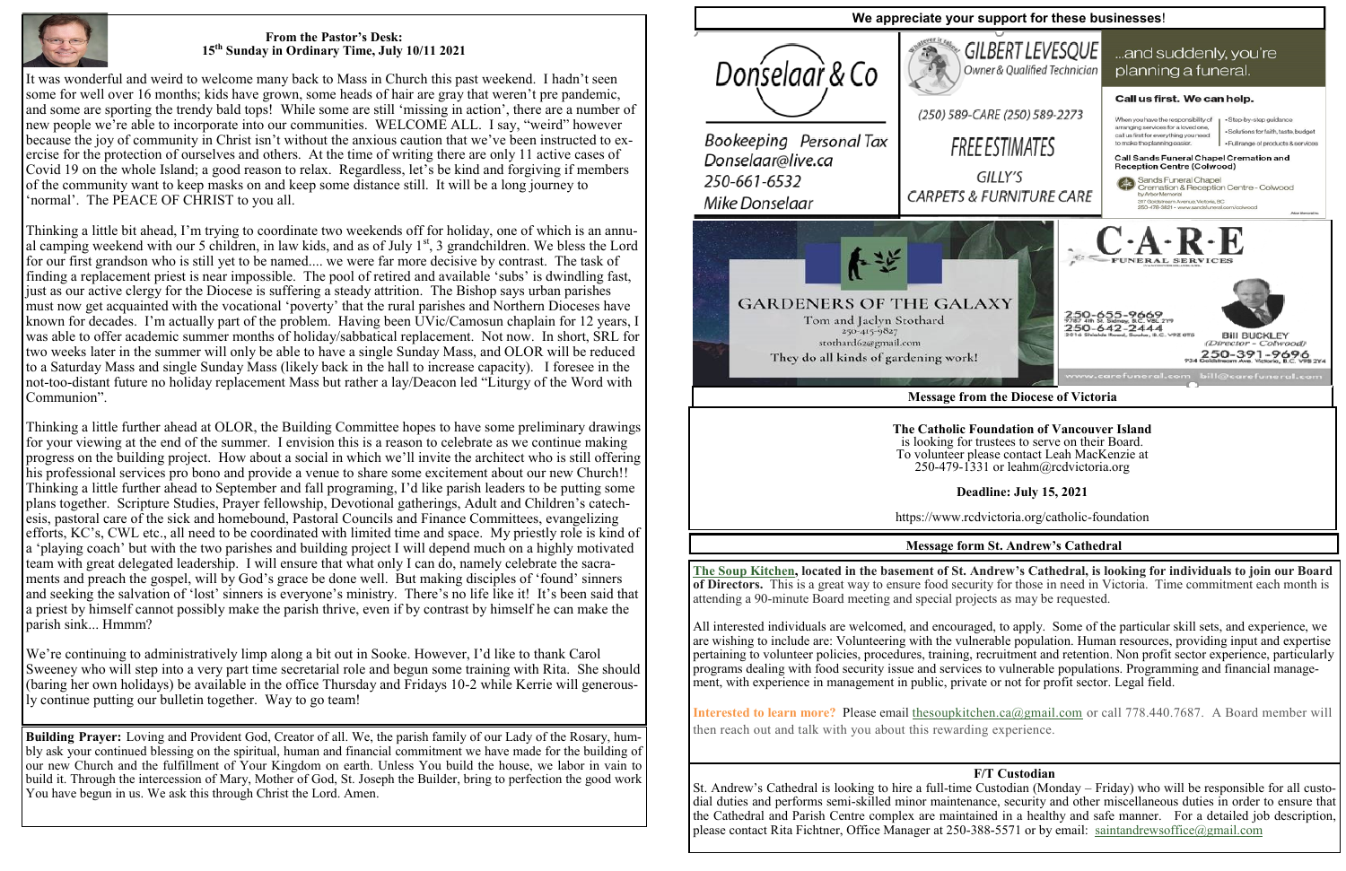## From the Pastor's Desk:
### 15th Sunday in Ordinary Time, July 10/11 2021

It was wonderful and weird to welcome many back to Mass in Church this past weekend. I hadn't seen some for well over 16 months; kids have grown, some heads of hair are gray that weren't pre pandemic, and some are sporting the trendy bald tops! While some are still 'missing in action', there are a number of new people we're able to incorporate into our communities. WELCOME ALL. I say, "weird" however because the joy of community in Christ isn't without the anxious caution that we've been instructed to exercise for the protection of ourselves and others. At the time of writing there are only 11 active cases of Covid 19 on the whole Island; a good reason to relax. Regardless, let's be kind and forgiving if members of the community want to keep masks on and keep some distance still. It will be a long journey to 'normal'. The PEACE OF CHRIST to you all.

Thinking a little bit ahead, I'm trying to coordinate two weekends off for holiday, one of which is an annual camping weekend with our 5 children, in law kids, and as of July 1st, 3 grandchildren. We bless the Lord for our first grandson who is still yet to be named.... we were far more decisive by contrast. The task of finding a replacement priest is near impossible. The pool of retired and available 'subs' is dwindling fast, just as our active clergy for the Diocese is suffering a steady attrition. The Bishop says urban parishes must now get acquainted with the vocational 'poverty' that the rural parishes and Northern Dioceses have known for decades. I'm actually part of the problem. Having been UVic/Camosun chaplain for 12 years, I was able to offer academic summer months of holiday/sabbatical replacement. Not now. In short, SRL for two weeks later in the summer will only be able to have a single Sunday Mass, and OLOR will be reduced to a Saturday Mass and single Sunday Mass (likely back in the hall to increase capacity). I foresee in the not-too-distant future no holiday replacement Mass but rather a lay/Deacon led "Liturgy of the Word with Communion".

Thinking a little further ahead at OLOR, the Building Committee hopes to have some preliminary drawings for your viewing at the end of the summer. I envision this is a reason to celebrate as we continue making progress on the building project. Without a doubt, we'll have a social in which we'll invite the architect who is still offering his professional services pro bono and provide a venue to share some excitement about our new Church!! Thinking a little further ahead to September and fall programing, I'd like parish leaders to be putting some plans together. Scripture Studies, Prayer fellowship, Devotional gatherings, Adult and Children's catechesis, pastoral care of the sick and homebound, Pastoral Councils and Finance Committees, evangelizing efforts, KC's, CWL etc., all need to be coordinated with limited time and space. My priestly role is kind of a 'playing coach' but with the two parishes and building project I will depend much on a highly motivated team with great delegated leadership. I will ensure that what only I can do, namely celebrate the sacraments and preach the gospel, will by God's grace be done well. But making disciples of 'found' sinners and seeking the salvation of 'lost' sinners is everyone's ministry. There's no life like it! It's been said that a priest by himself cannot possibly make the parish thrive, even if by contrast by himself he can make the parish sink... Hmmm?

We're continuing to administratively limp along a bit out in Sooke. However, I'd like to thank Carol Sweeney who will step into a very part time secretarial role and begun some training with Rita. She should (baring her own holidays) be available in the office Thursday and Fridays 10-2 while Kerrie will generously continue putting our bulletin together. Way to go team!

**Building Prayer:** Loving and Provident God, Creator of all. We, the parish family of our Lady of the Rosary, humbly ask your continued blessing on the spiritual, human and financial commitment we have made for the building of our new Church and the fulfillment of Your Kingdom on earth. Unless You build the house, we labor in vain to build it. Through the intercession of Mary, Mother of God, St. Joseph the Builder, bring to perfection the good work You have begun in us. We ask this through Christ the Lord. Amen.

**We appreciate your support for these businesses!**

Donselaar & Co
Bookeeping Personal Tax
Donselaar@live.ca
250-661-6532
Mike Donselaar

GILBERT LEVESQUE
Owner & Qualified Technician
(250) 589-CARE (250) 589-2273
FREE ESTIMATES
GILLY'S
CARPETS & FURNITURE CARE

...and suddenly, you're planning a funeral.
Call us first. We can help.
Call Sands Funeral Chapel Cremation and Reception Centre (Colwood)
Sands Funeral Chapel Cremation & Reception Centre - Colwood

GARDENERS OF THE GALAXY
Tom and Jaclyn Stothard
250-415-9827
stothard62@gmail.com
They do all kinds of gardening work!

C·A·R·E FUNERAL SERVICES
250-655-9669
250-642-2444
Bill BUCKLEY (Director - Colwood)
250-391-9696
www.carefuneral.com bill@carefuneral.com

### Message from the Diocese of Victoria

**The Catholic Foundation of Vancouver Island** is looking for trustees to serve on their Board. To volunteer please contact Leah MacKenzie at 250-479-1331 or leahm@rcdvictoria.org

**Deadline: July 15, 2021**

https://www.rcdvictoria.org/catholic-foundation

### Message form St. Andrew's Cathedral

**The Soup Kitchen, located in the basement of St. Andrew's Cathedral, is looking for individuals to join our Board of Directors.** This is a great way to ensure food security for those in need in Victoria. Time commitment each month is attending a 90-minute Board meeting and special projects as may be requested.

All interested individuals are welcomed, and encouraged, to apply. Some of the particular skill sets, and experience, we are wishing to include are: Volunteering with the vulnerable population. Human resources, providing input and expertise pertaining to volunteer policies, procedures, training, recruitment and retention. Non profit sector experience, particularly programs dealing with food security issue and services to vulnerable populations. Programming and financial management, with experience in management in public, private or not for profit sector. Legal field.

**Interested to learn more?** Please email thesoupkitchen.ca@gmail.com or call 778.440.7687. A Board member will then reach out and talk with you about this rewarding experience.

**F/T Custodian**

St. Andrew's Cathedral is looking to hire a full-time Custodian (Monday – Friday) who will be responsible for all custodial duties and performs semi-skilled minor maintenance, security and other miscellaneous duties in order to ensure that the Cathedral and Parish Centre complex are maintained in a healthy and safe manner. For a detailed job description, please contact Rita Fichtner, Office Manager at 250-388-5571 or by email: saintandrewsoffice@gmail.com